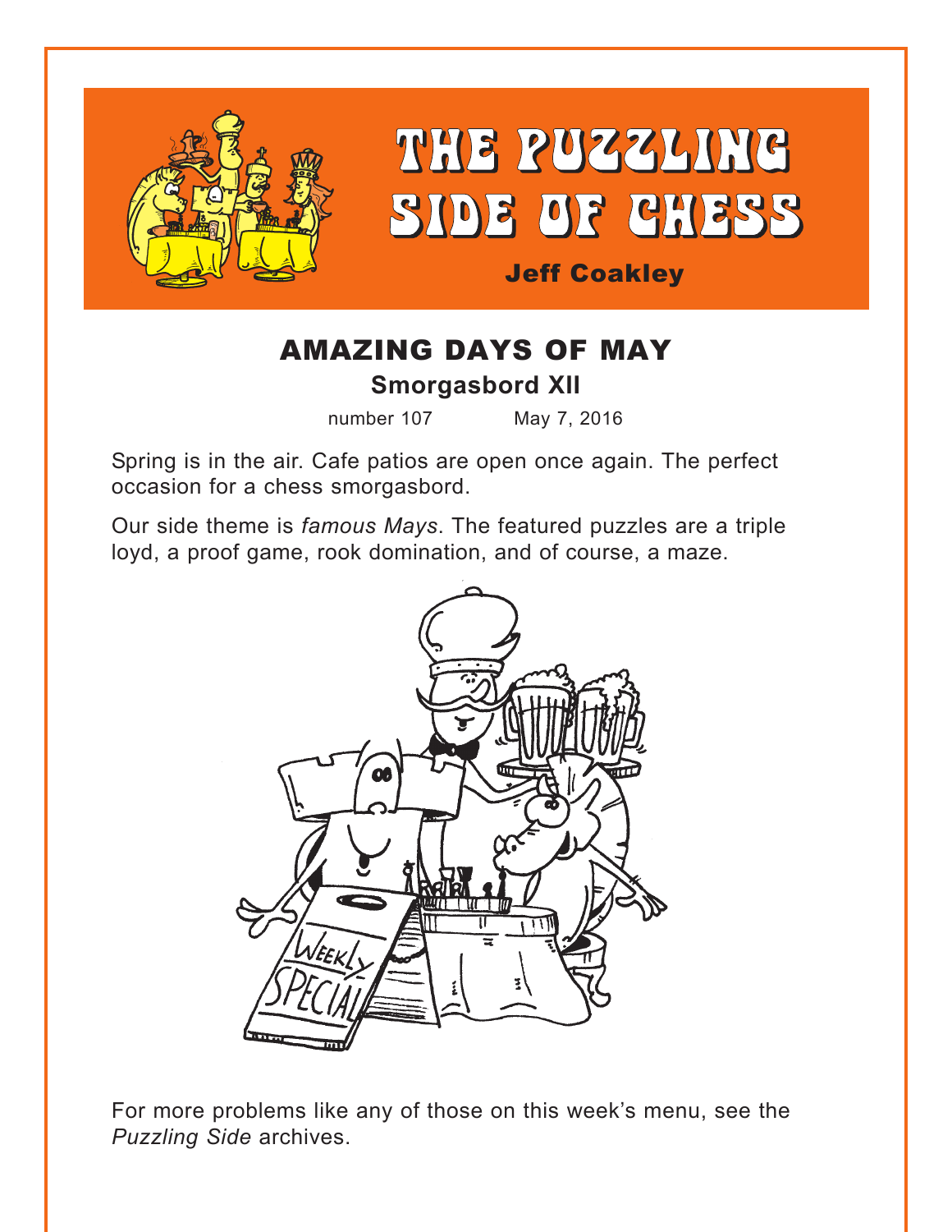# THE PUZZLING SIDE OF CHESS

**Jeff Coakley**

## AMAZING DAYS OF MAY

### Smorgasbord XII

number 107 May 7, 2016

Spring is in the air. Cafe patios are open once again. The perfect occasion for a chess smorgasbord.

Our side theme is *famous Mays*. The featured puzzles are a triple loyd, a proof game, rook domination, and of course, a maze.

For more problems like any of those on this week's menu, see the *Puzzling Side* archives.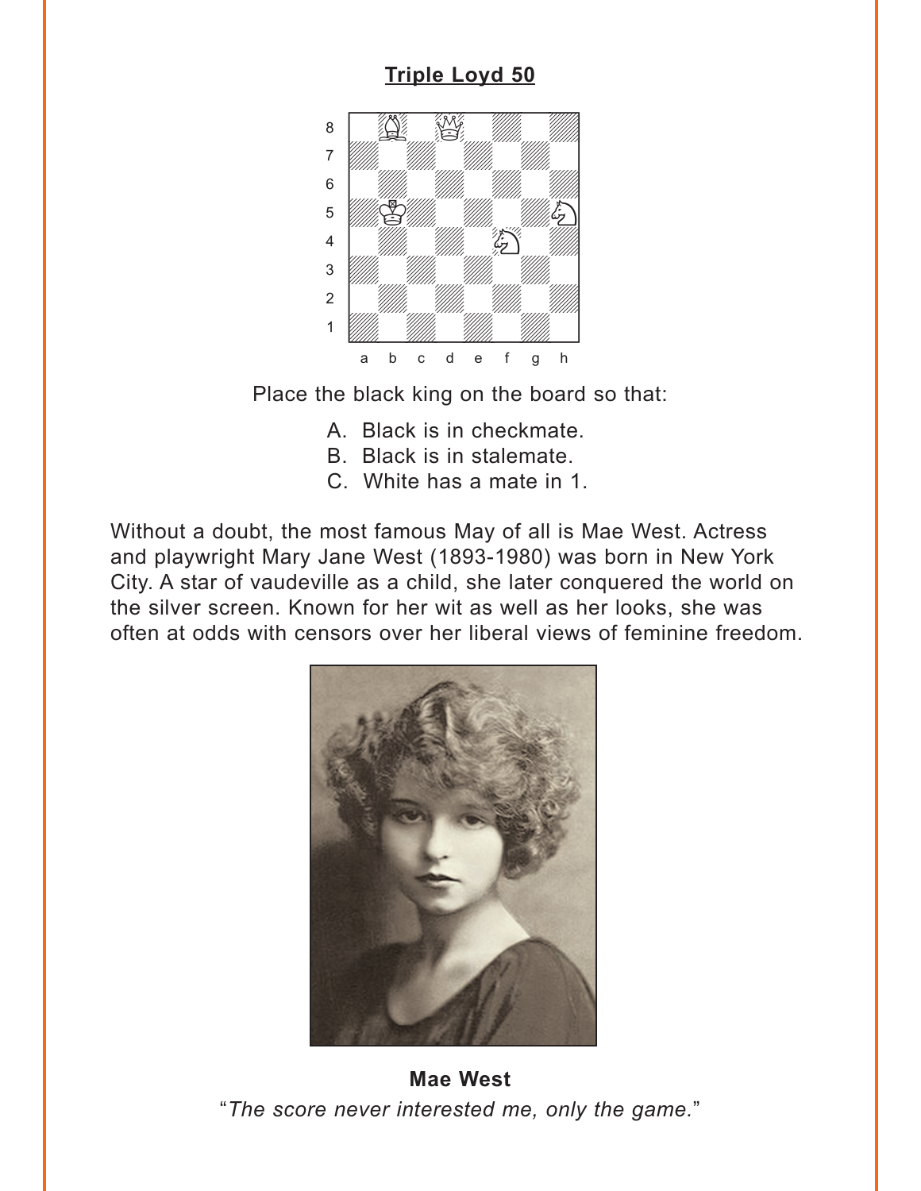**Triple Loyd 50**

Place the black king on the board so that:

A. Black is in checkmate.
B. Black is in stalemate.
C. White has a mate in 1.

Without a doubt, the most famous May of all is Mae West. Actress and playwright Mary Jane West (1893-1980) was born in New York City. A star of vaudeville as a child, she later conquered the world on the silver screen. Known for her wit as well as her looks, she was often at odds with censors over her liberal views of feminine freedom.

**Mae West**

"*The score never interested me, only the game.*"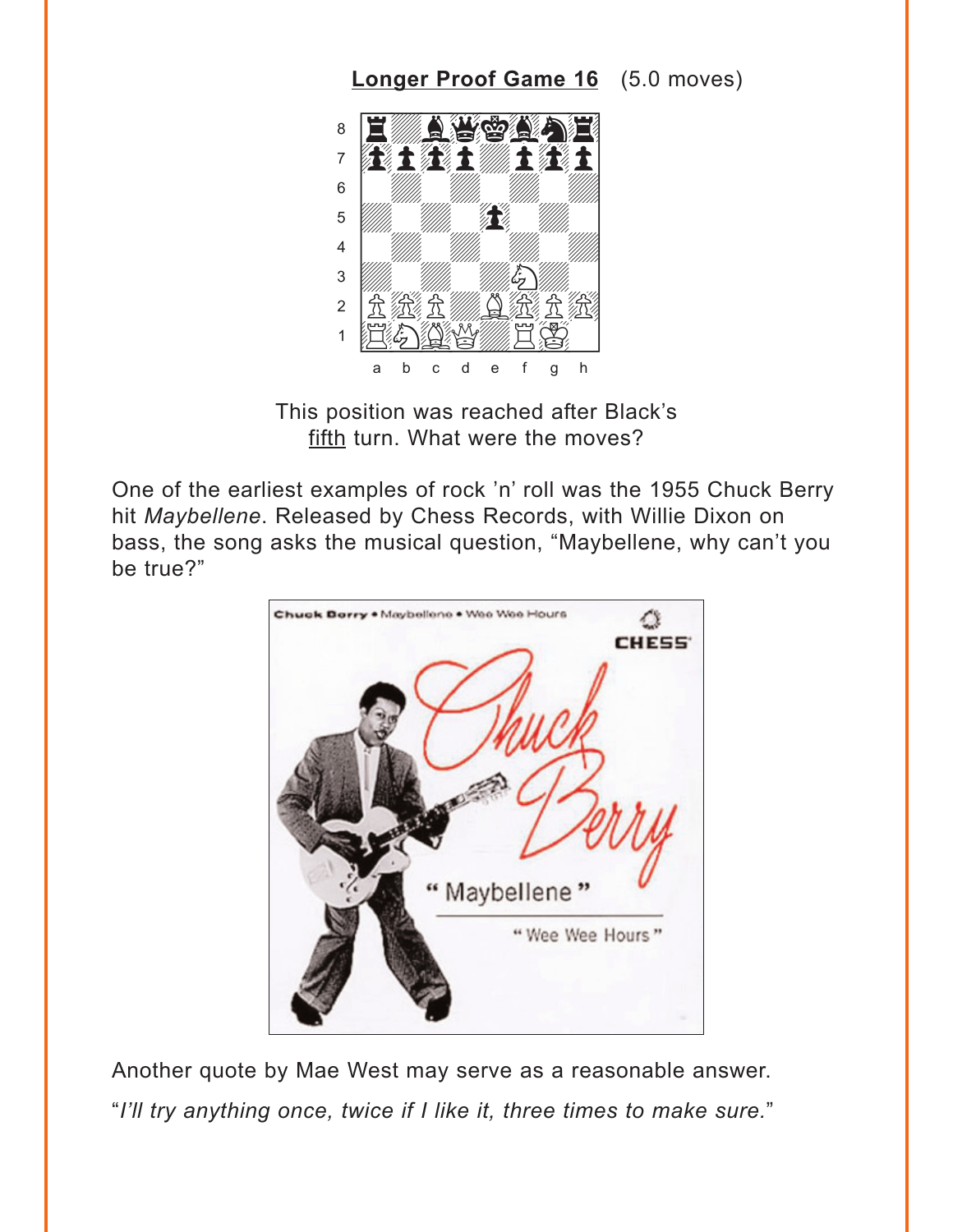**Longer Proof Game 16** (5.0 moves)

This position was reached after Black's fifth turn. What were the moves?

One of the earliest examples of rock 'n' roll was the 1955 Chuck Berry hit *Maybellene*. Released by Chess Records, with Willie Dixon on bass, the song asks the musical question, "Maybellene, why can't you be true?"

Another quote by Mae West may serve as a reasonable answer.

"*I'll try anything once, twice if I like it, three times to make sure.*"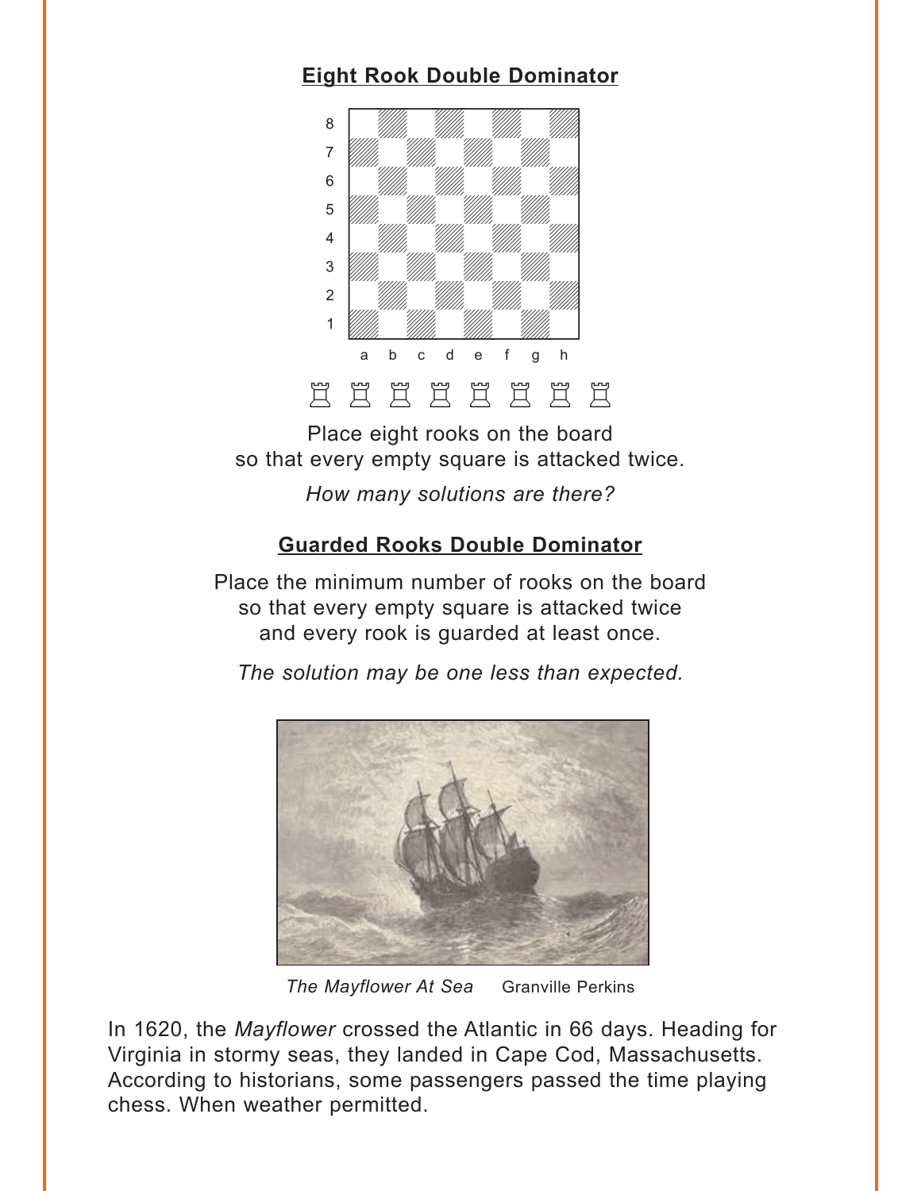**Eight Rook Double Dominator**

♖ ♖ ♖ ♖ ♖ ♖ ♖ ♖

Place eight rooks on the board
so that every empty square is attacked twice.

*How many solutions are there?*

**Guarded Rooks Double Dominator**

Place the minimum number of rooks on the board
so that every empty square is attacked twice
and every rook is guarded at least once.

*The solution may be one less than expected.*

*The Mayflower At Sea* Granville Perkins

In 1620, the *Mayflower* crossed the Atlantic in 66 days. Heading for Virginia in stormy seas, they landed in Cape Cod, Massachusetts. According to historians, some passengers passed the time playing chess. When weather permitted.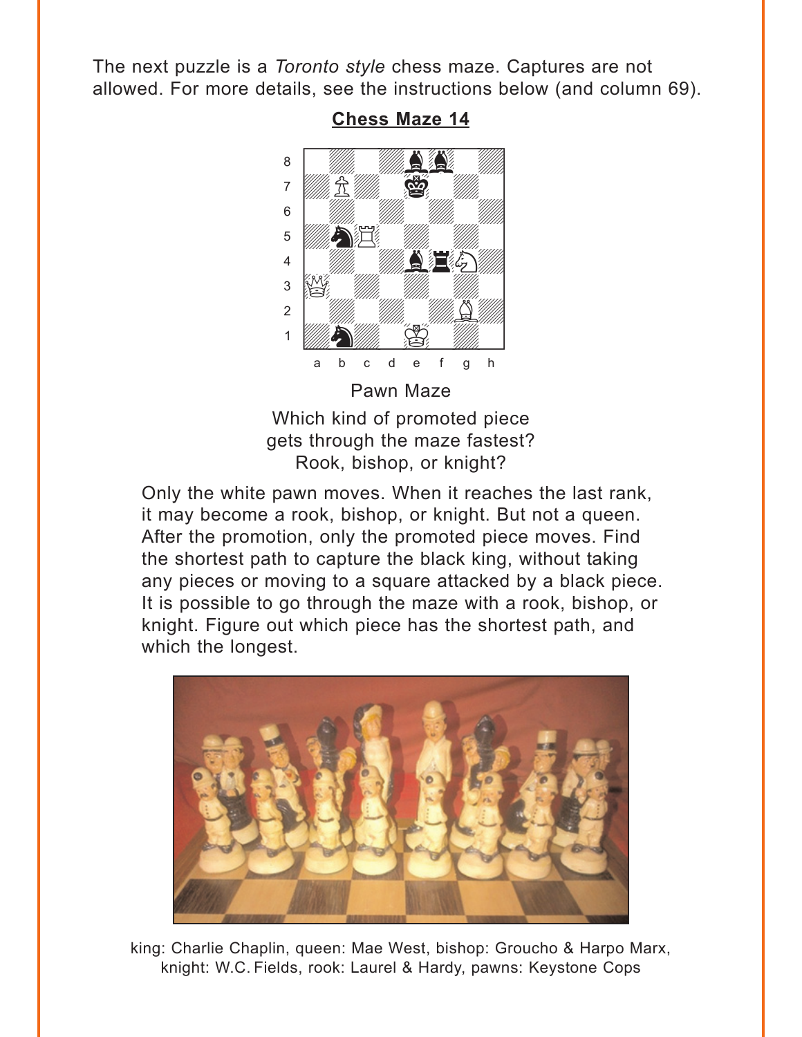The next puzzle is a *Toronto style* chess maze. Captures are not allowed. For more details, see the instructions below (and column 69).

**Chess Maze 14**

Pawn Maze

Which kind of promoted piece gets through the maze fastest? Rook, bishop, or knight?

Only the white pawn moves. When it reaches the last rank, it may become a rook, bishop, or knight. But not a queen. After the promotion, only the promoted piece moves. Find the shortest path to capture the black king, without taking any pieces or moving to a square attacked by a black piece. It is possible to go through the maze with a rook, bishop, or knight. Figure out which piece has the shortest path, and which the longest.

king: Charlie Chaplin, queen: Mae West, bishop: Groucho & Harpo Marx, knight: W.C. Fields, rook: Laurel & Hardy, pawns: Keystone Cops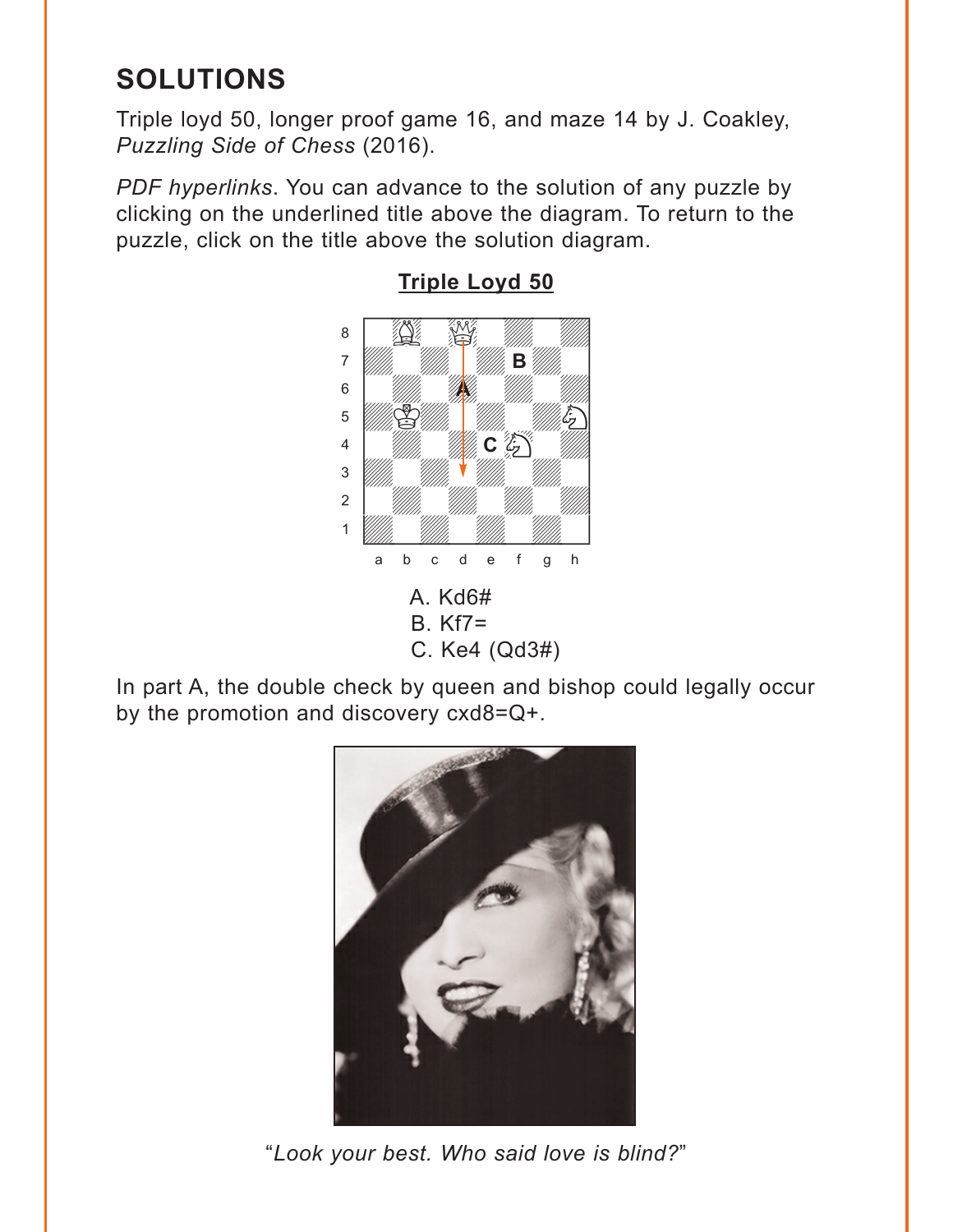## SOLUTIONS

Triple loyd 50, longer proof game 16, and maze 14 by J. Coakley, *Puzzling Side of Chess* (2016).

*PDF hyperlinks*. You can advance to the solution of any puzzle by clicking on the underlined title above the diagram. To return to the puzzle, click on the title above the solution diagram.

**Triple Loyd 50**

A. Kd6#
B. Kf7=
C. Ke4 (Qd3#)

In part A, the double check by queen and bishop could legally occur by the promotion and discovery cxd8=Q+.

"*Look your best. Who said love is blind?*"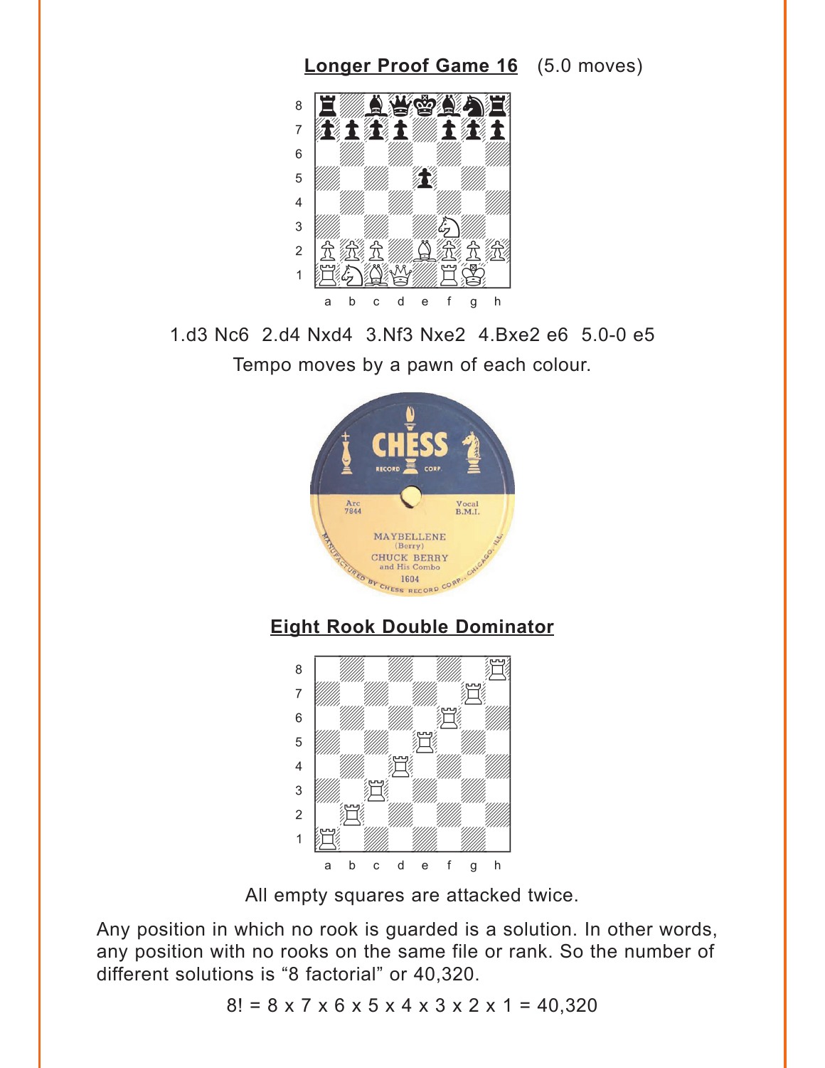**Longer Proof Game 16** (5.0 moves)

1.d3 Nc6 2.d4 Nxd4 3.Nf3 Nxe2 4.Bxe2 e6 5.0-0 e5

Tempo moves by a pawn of each colour.

**Eight Rook Double Dominator**

All empty squares are attacked twice.

Any position in which no rook is guarded is a solution. In other words, any position with no rooks on the same file or rank. So the number of different solutions is “8 factorial” or 40,320.

$$8! = 8 \times 7 \times 6 \times 5 \times 4 \times 3 \times 2 \times 1 = 40{,}320$$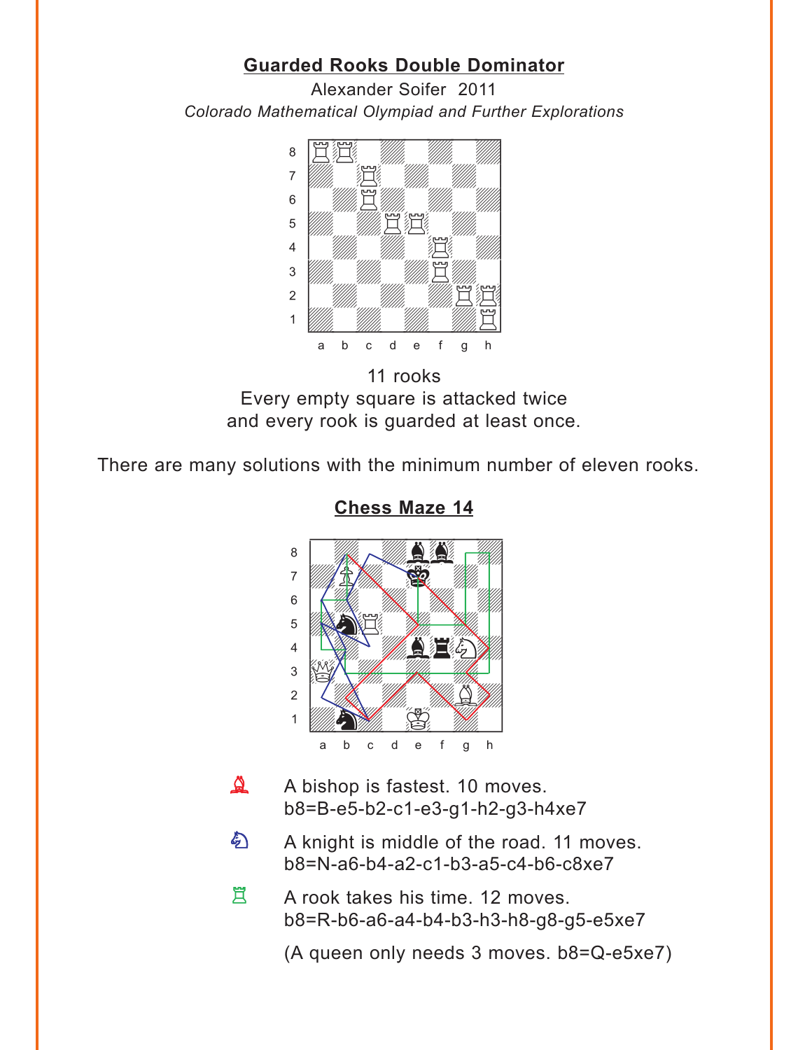## Guarded Rooks Double Dominator

Alexander Soifer 2011

*Colorado Mathematical Olympiad and Further Explorations*

11 rooks
Every empty square is attacked twice
and every rook is guarded at least once.

There are many solutions with the minimum number of eleven rooks.

## Chess Maze 14

A bishop is fastest. 10 moves.
b8=B-e5-b2-c1-e3-g1-h2-g3-h4xe7

A knight is middle of the road. 11 moves.
b8=N-a6-b4-a2-c1-b3-a5-c4-b6-c8xe7

A rook takes his time. 12 moves.
b8=R-b6-a6-a4-b4-b3-h3-h8-g8-g5-e5xe7

(A queen only needs 3 moves. b8=Q-e5xe7)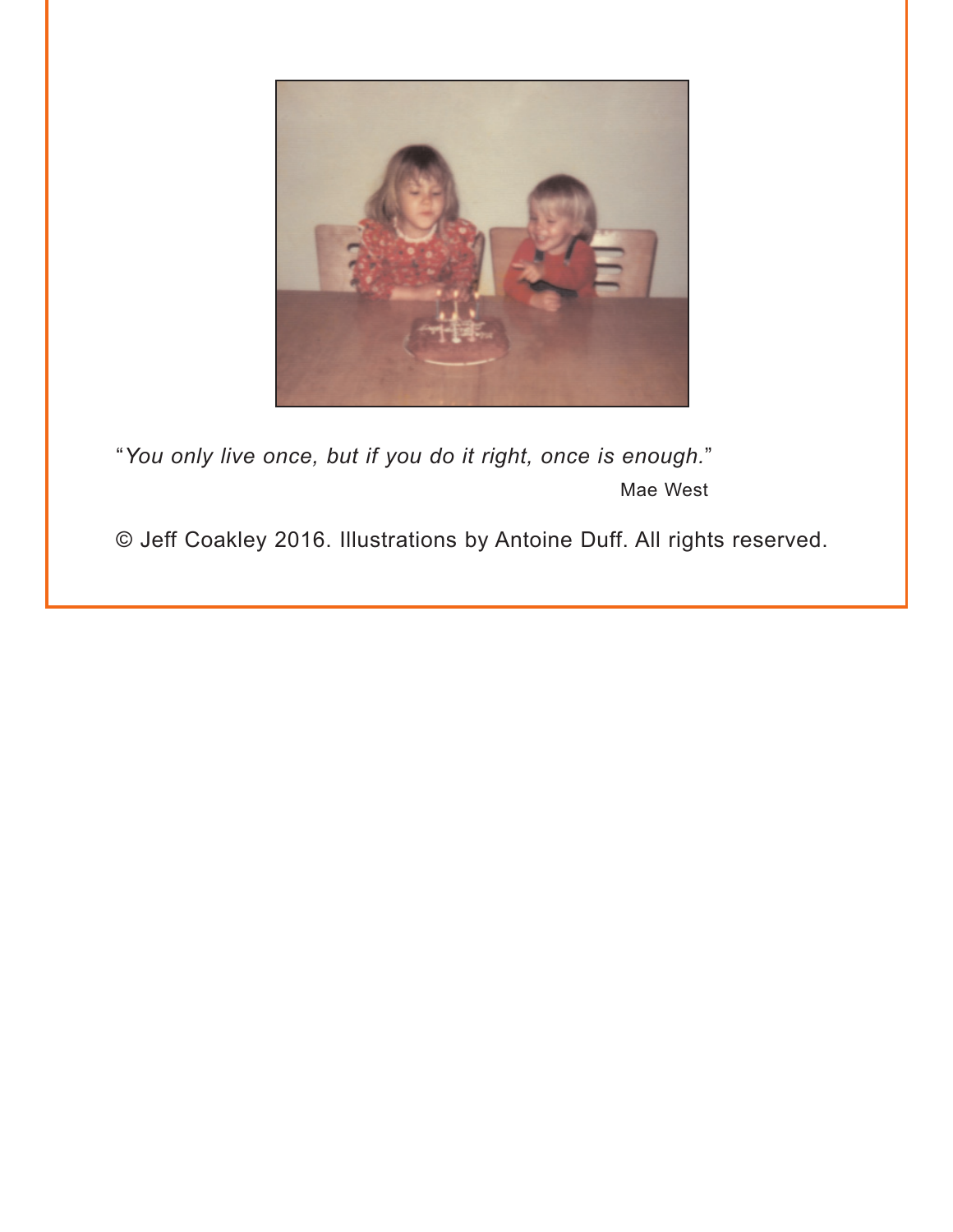"*You only live once, but if you do it right, once is enough.*"

Mae West

© Jeff Coakley 2016. Illustrations by Antoine Duff. All rights reserved.